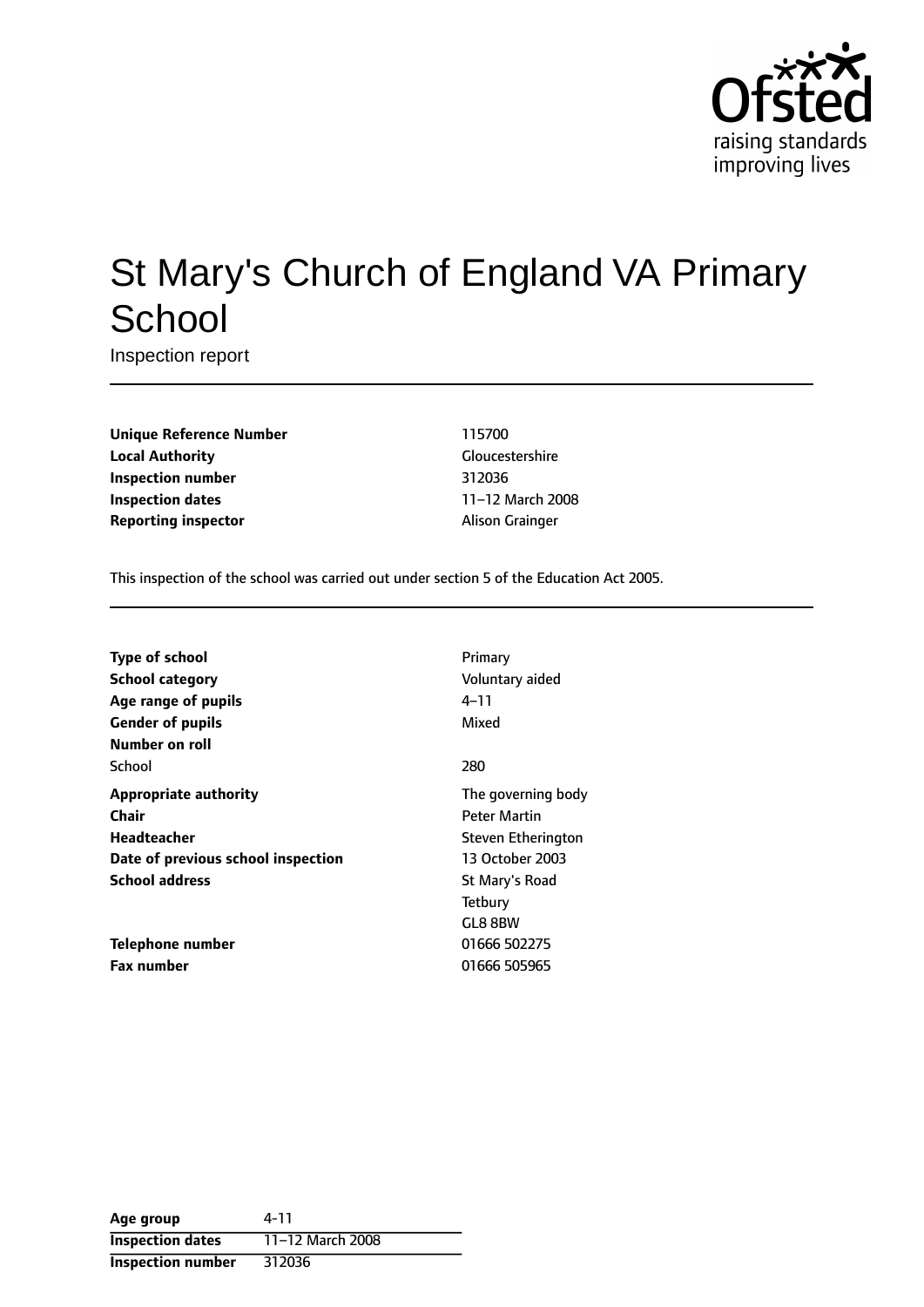Ofsted
raising standards
improving lives

# St Mary's Church of England VA Primary School

Inspection report

| | |
|---|---|
| **Unique Reference Number** | 115700 |
| **Local Authority** | Gloucestershire |
| **Inspection number** | 312036 |
| **Inspection dates** | 11–12 March 2008 |
| **Reporting inspector** | Alison Grainger |

This inspection of the school was carried out under section 5 of the Education Act 2005.

| | |
|---|---|
| **Type of school** | Primary |
| **School category** | Voluntary aided |
| **Age range of pupils** | 4–11 |
| **Gender of pupils** | Mixed |
| **Number on roll** | |
| School | 280 |
| **Appropriate authority** | The governing body |
| **Chair** | Peter Martin |
| **Headteacher** | Steven Etherington |
| **Date of previous school inspection** | 13 October 2003 |
| **School address** | St Mary's Road<br>Tetbury<br>GL8 8BW |
| **Telephone number** | 01666 502275 |
| **Fax number** | 01666 505965 |

| | |
|---|---|
| **Age group** | 4-11 |
| **Inspection dates** | 11–12 March 2008 |
| **Inspection number** | 312036 |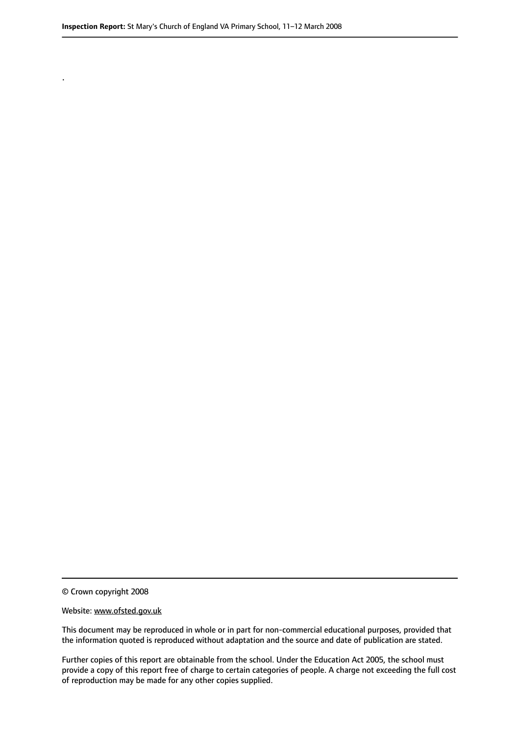.

© Crown copyright 2008

Website: www.ofsted.gov.uk

This document may be reproduced in whole or in part for non-commercial educational purposes, provided that the information quoted is reproduced without adaptation and the source and date of publication are stated.

Further copies of this report are obtainable from the school. Under the Education Act 2005, the school must provide a copy of this report free of charge to certain categories of people. A charge not exceeding the full cost of reproduction may be made for any other copies supplied.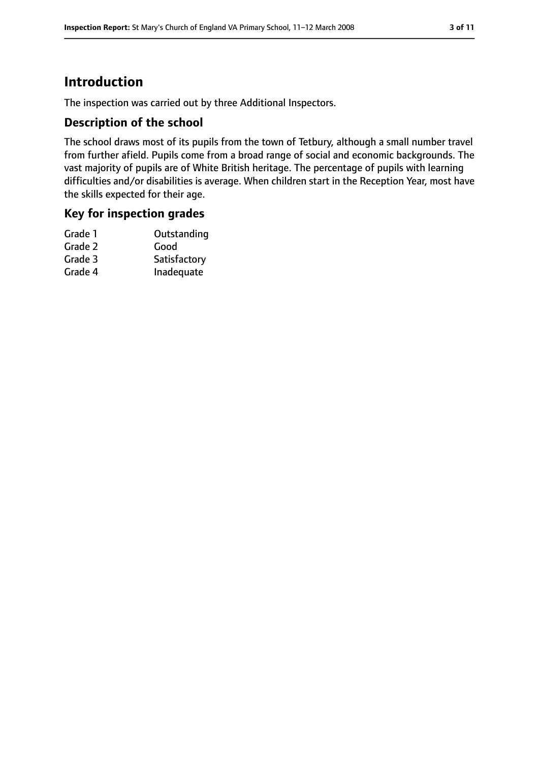# Introduction

The inspection was carried out by three Additional Inspectors.

## Description of the school

The school draws most of its pupils from the town of Tetbury, although a small number travel from further afield. Pupils come from a broad range of social and economic backgrounds. The vast majority of pupils are of White British heritage. The percentage of pupils with learning difficulties and/or disabilities is average. When children start in the Reception Year, most have the skills expected for their age.

## Key for inspection grades

| | |
|---|---|
| Grade 1 | Outstanding |
| Grade 2 | Good |
| Grade 3 | Satisfactory |
| Grade 4 | Inadequate |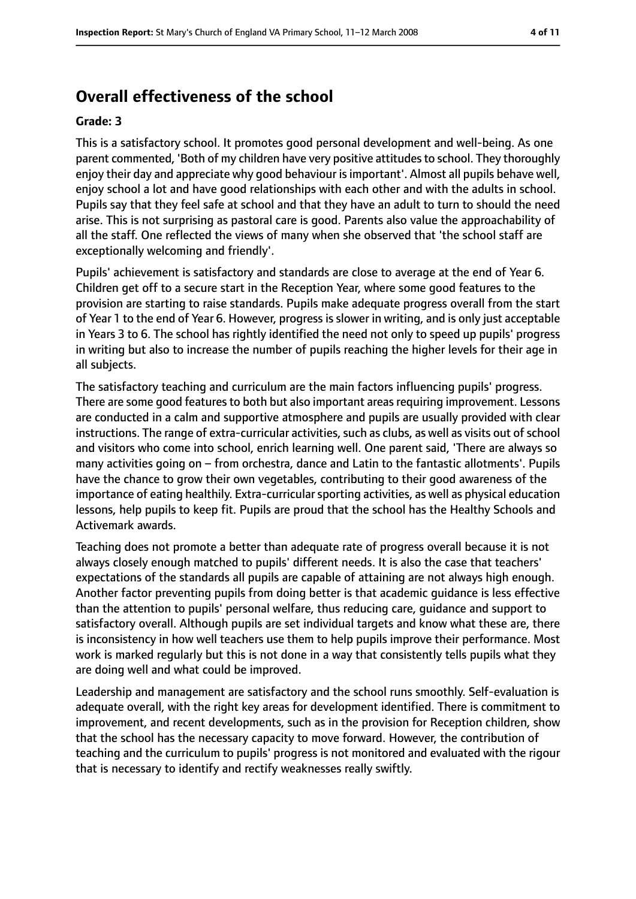## Overall effectiveness of the school

#### Grade: 3

This is a satisfactory school. It promotes good personal development and well-being. As one parent commented, 'Both of my children have very positive attitudes to school. They thoroughly enjoy their day and appreciate why good behaviour is important'. Almost all pupils behave well, enjoy school a lot and have good relationships with each other and with the adults in school. Pupils say that they feel safe at school and that they have an adult to turn to should the need arise. This is not surprising as pastoral care is good. Parents also value the approachability of all the staff. One reflected the views of many when she observed that 'the school staff are exceptionally welcoming and friendly'.

Pupils' achievement is satisfactory and standards are close to average at the end of Year 6. Children get off to a secure start in the Reception Year, where some good features to the provision are starting to raise standards. Pupils make adequate progress overall from the start of Year 1 to the end of Year 6. However, progress is slower in writing, and is only just acceptable in Years 3 to 6. The school has rightly identified the need not only to speed up pupils' progress in writing but also to increase the number of pupils reaching the higher levels for their age in all subjects.

The satisfactory teaching and curriculum are the main factors influencing pupils' progress. There are some good features to both but also important areas requiring improvement. Lessons are conducted in a calm and supportive atmosphere and pupils are usually provided with clear instructions. The range of extra-curricular activities, such as clubs, as well as visits out of school and visitors who come into school, enrich learning well. One parent said, 'There are always so many activities going on – from orchestra, dance and Latin to the fantastic allotments'. Pupils have the chance to grow their own vegetables, contributing to their good awareness of the importance of eating healthily. Extra-curricular sporting activities, as well as physical education lessons, help pupils to keep fit. Pupils are proud that the school has the Healthy Schools and Activemark awards.

Teaching does not promote a better than adequate rate of progress overall because it is not always closely enough matched to pupils' different needs. It is also the case that teachers' expectations of the standards all pupils are capable of attaining are not always high enough. Another factor preventing pupils from doing better is that academic guidance is less effective than the attention to pupils' personal welfare, thus reducing care, guidance and support to satisfactory overall. Although pupils are set individual targets and know what these are, there is inconsistency in how well teachers use them to help pupils improve their performance. Most work is marked regularly but this is not done in a way that consistently tells pupils what they are doing well and what could be improved.

Leadership and management are satisfactory and the school runs smoothly. Self-evaluation is adequate overall, with the right key areas for development identified. There is commitment to improvement, and recent developments, such as in the provision for Reception children, show that the school has the necessary capacity to move forward. However, the contribution of teaching and the curriculum to pupils' progress is not monitored and evaluated with the rigour that is necessary to identify and rectify weaknesses really swiftly.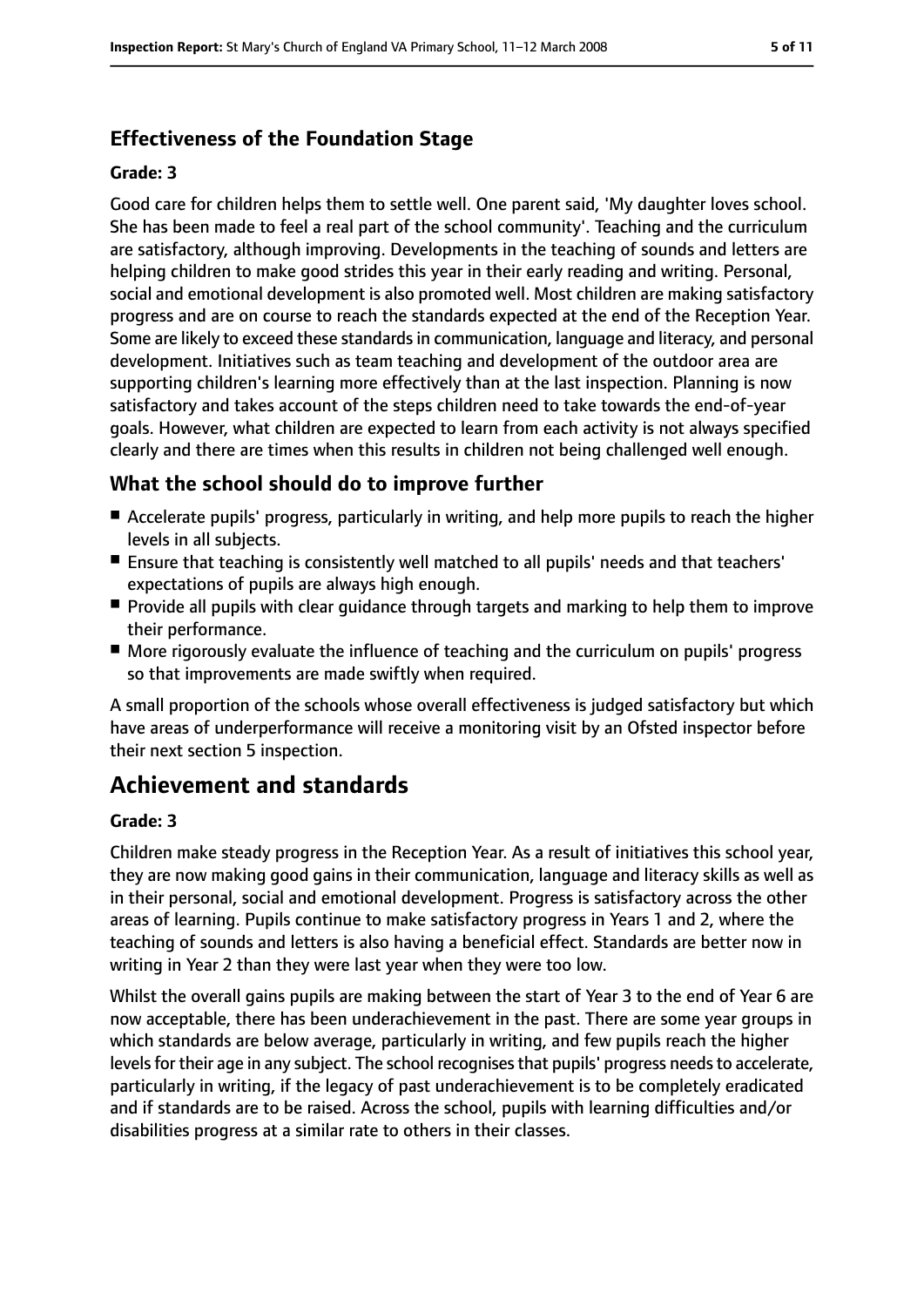### Effectiveness of the Foundation Stage

#### Grade: 3

Good care for children helps them to settle well. One parent said, 'My daughter loves school. She has been made to feel a real part of the school community'. Teaching and the curriculum are satisfactory, although improving. Developments in the teaching of sounds and letters are helping children to make good strides this year in their early reading and writing. Personal, social and emotional development is also promoted well. Most children are making satisfactory progress and are on course to reach the standards expected at the end of the Reception Year. Some are likely to exceed these standards in communication, language and literacy, and personal development. Initiatives such as team teaching and development of the outdoor area are supporting children's learning more effectively than at the last inspection. Planning is now satisfactory and takes account of the steps children need to take towards the end-of-year goals. However, what children are expected to learn from each activity is not always specified clearly and there are times when this results in children not being challenged well enough.

### What the school should do to improve further

- Accelerate pupils' progress, particularly in writing, and help more pupils to reach the higher levels in all subjects.
- Ensure that teaching is consistently well matched to all pupils' needs and that teachers' expectations of pupils are always high enough.
- Provide all pupils with clear guidance through targets and marking to help them to improve their performance.
- More rigorously evaluate the influence of teaching and the curriculum on pupils' progress so that improvements are made swiftly when required.

A small proportion of the schools whose overall effectiveness is judged satisfactory but which have areas of underperformance will receive a monitoring visit by an Ofsted inspector before their next section 5 inspection.

## Achievement and standards

#### Grade: 3

Children make steady progress in the Reception Year. As a result of initiatives this school year, they are now making good gains in their communication, language and literacy skills as well as in their personal, social and emotional development. Progress is satisfactory across the other areas of learning. Pupils continue to make satisfactory progress in Years 1 and 2, where the teaching of sounds and letters is also having a beneficial effect. Standards are better now in writing in Year 2 than they were last year when they were too low.

Whilst the overall gains pupils are making between the start of Year 3 to the end of Year 6 are now acceptable, there has been underachievement in the past. There are some year groups in which standards are below average, particularly in writing, and few pupils reach the higher levels for their age in any subject. The school recognises that pupils' progress needs to accelerate, particularly in writing, if the legacy of past underachievement is to be completely eradicated and if standards are to be raised. Across the school, pupils with learning difficulties and/or disabilities progress at a similar rate to others in their classes.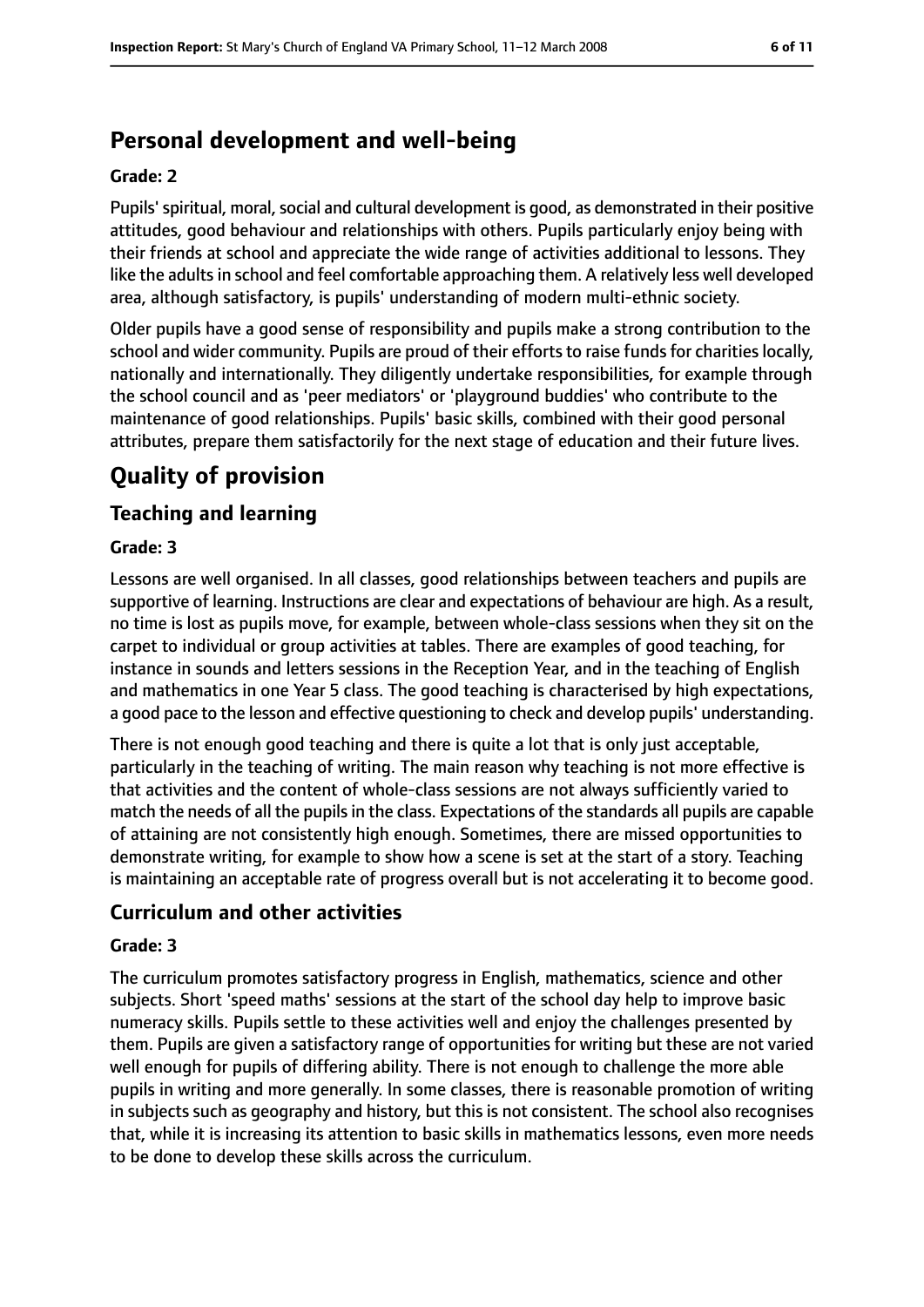## Personal development and well-being

**Grade: 2**

Pupils' spiritual, moral, social and cultural development is good, as demonstrated in their positive attitudes, good behaviour and relationships with others. Pupils particularly enjoy being with their friends at school and appreciate the wide range of activities additional to lessons. They like the adults in school and feel comfortable approaching them. A relatively less well developed area, although satisfactory, is pupils' understanding of modern multi-ethnic society.

Older pupils have a good sense of responsibility and pupils make a strong contribution to the school and wider community. Pupils are proud of their efforts to raise funds for charities locally, nationally and internationally. They diligently undertake responsibilities, for example through the school council and as 'peer mediators' or 'playground buddies' who contribute to the maintenance of good relationships. Pupils' basic skills, combined with their good personal attributes, prepare them satisfactorily for the next stage of education and their future lives.

# Quality of provision

## Teaching and learning

**Grade: 3**

Lessons are well organised. In all classes, good relationships between teachers and pupils are supportive of learning. Instructions are clear and expectations of behaviour are high. As a result, no time is lost as pupils move, for example, between whole-class sessions when they sit on the carpet to individual or group activities at tables. There are examples of good teaching, for instance in sounds and letters sessions in the Reception Year, and in the teaching of English and mathematics in one Year 5 class. The good teaching is characterised by high expectations, a good pace to the lesson and effective questioning to check and develop pupils' understanding.

There is not enough good teaching and there is quite a lot that is only just acceptable, particularly in the teaching of writing. The main reason why teaching is not more effective is that activities and the content of whole-class sessions are not always sufficiently varied to match the needs of all the pupils in the class. Expectations of the standards all pupils are capable of attaining are not consistently high enough. Sometimes, there are missed opportunities to demonstrate writing, for example to show how a scene is set at the start of a story. Teaching is maintaining an acceptable rate of progress overall but is not accelerating it to become good.

## Curriculum and other activities

**Grade: 3**

The curriculum promotes satisfactory progress in English, mathematics, science and other subjects. Short 'speed maths' sessions at the start of the school day help to improve basic numeracy skills. Pupils settle to these activities well and enjoy the challenges presented by them. Pupils are given a satisfactory range of opportunities for writing but these are not varied well enough for pupils of differing ability. There is not enough to challenge the more able pupils in writing and more generally. In some classes, there is reasonable promotion of writing in subjects such as geography and history, but this is not consistent. The school also recognises that, while it is increasing its attention to basic skills in mathematics lessons, even more needs to be done to develop these skills across the curriculum.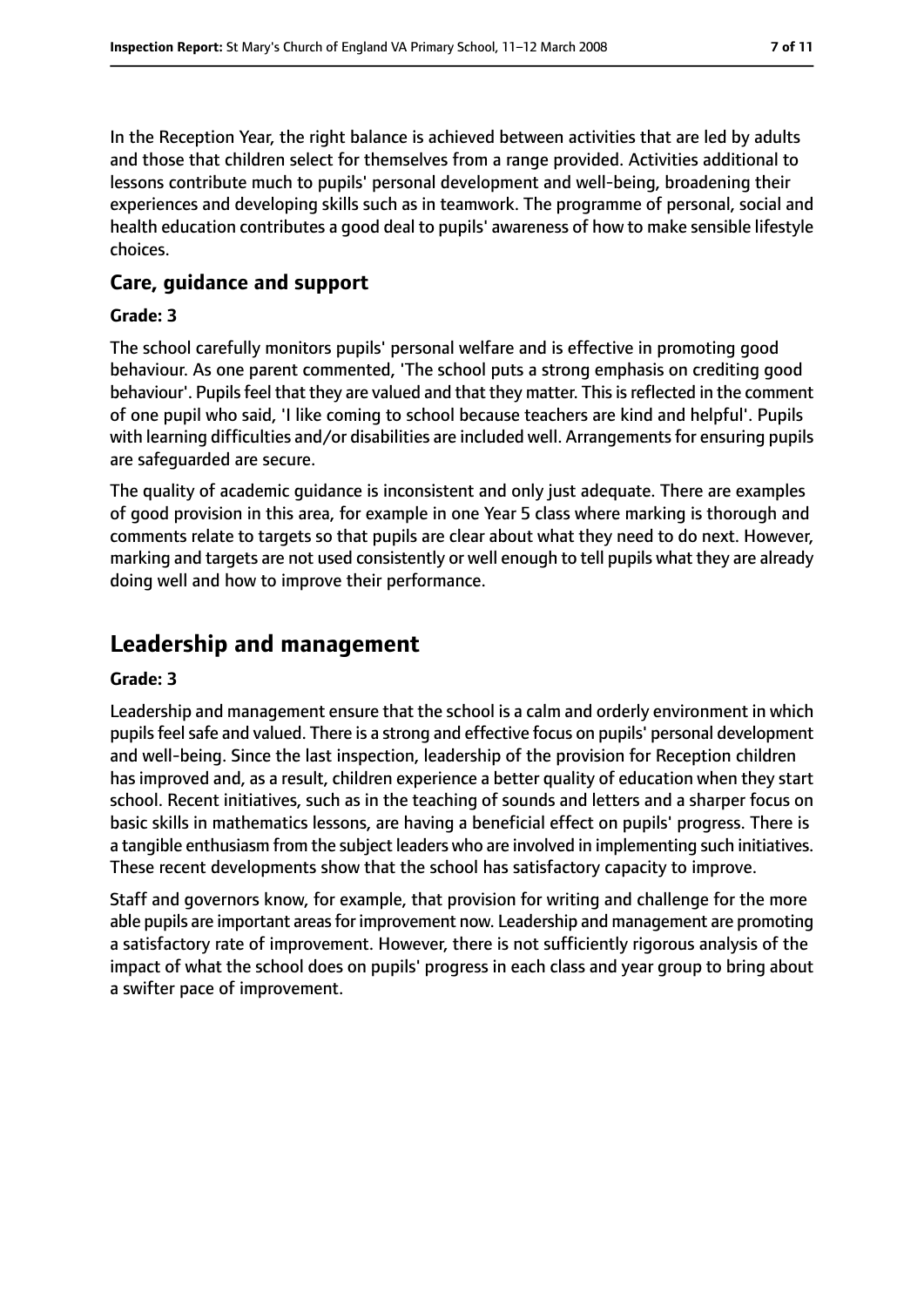In the Reception Year, the right balance is achieved between activities that are led by adults and those that children select for themselves from a range provided. Activities additional to lessons contribute much to pupils' personal development and well-being, broadening their experiences and developing skills such as in teamwork. The programme of personal, social and health education contributes a good deal to pupils' awareness of how to make sensible lifestyle choices.

### Care, guidance and support

**Grade: 3**

The school carefully monitors pupils' personal welfare and is effective in promoting good behaviour. As one parent commented, 'The school puts a strong emphasis on crediting good behaviour'. Pupils feel that they are valued and that they matter. This is reflected in the comment of one pupil who said, 'I like coming to school because teachers are kind and helpful'. Pupils with learning difficulties and/or disabilities are included well. Arrangements for ensuring pupils are safeguarded are secure.

The quality of academic guidance is inconsistent and only just adequate. There are examples of good provision in this area, for example in one Year 5 class where marking is thorough and comments relate to targets so that pupils are clear about what they need to do next. However, marking and targets are not used consistently or well enough to tell pupils what they are already doing well and how to improve their performance.

## Leadership and management

**Grade: 3**

Leadership and management ensure that the school is a calm and orderly environment in which pupils feel safe and valued. There is a strong and effective focus on pupils' personal development and well-being. Since the last inspection, leadership of the provision for Reception children has improved and, as a result, children experience a better quality of education when they start school. Recent initiatives, such as in the teaching of sounds and letters and a sharper focus on basic skills in mathematics lessons, are having a beneficial effect on pupils' progress. There is a tangible enthusiasm from the subject leaders who are involved in implementing such initiatives. These recent developments show that the school has satisfactory capacity to improve.

Staff and governors know, for example, that provision for writing and challenge for the more able pupils are important areas for improvement now. Leadership and management are promoting a satisfactory rate of improvement. However, there is not sufficiently rigorous analysis of the impact of what the school does on pupils' progress in each class and year group to bring about a swifter pace of improvement.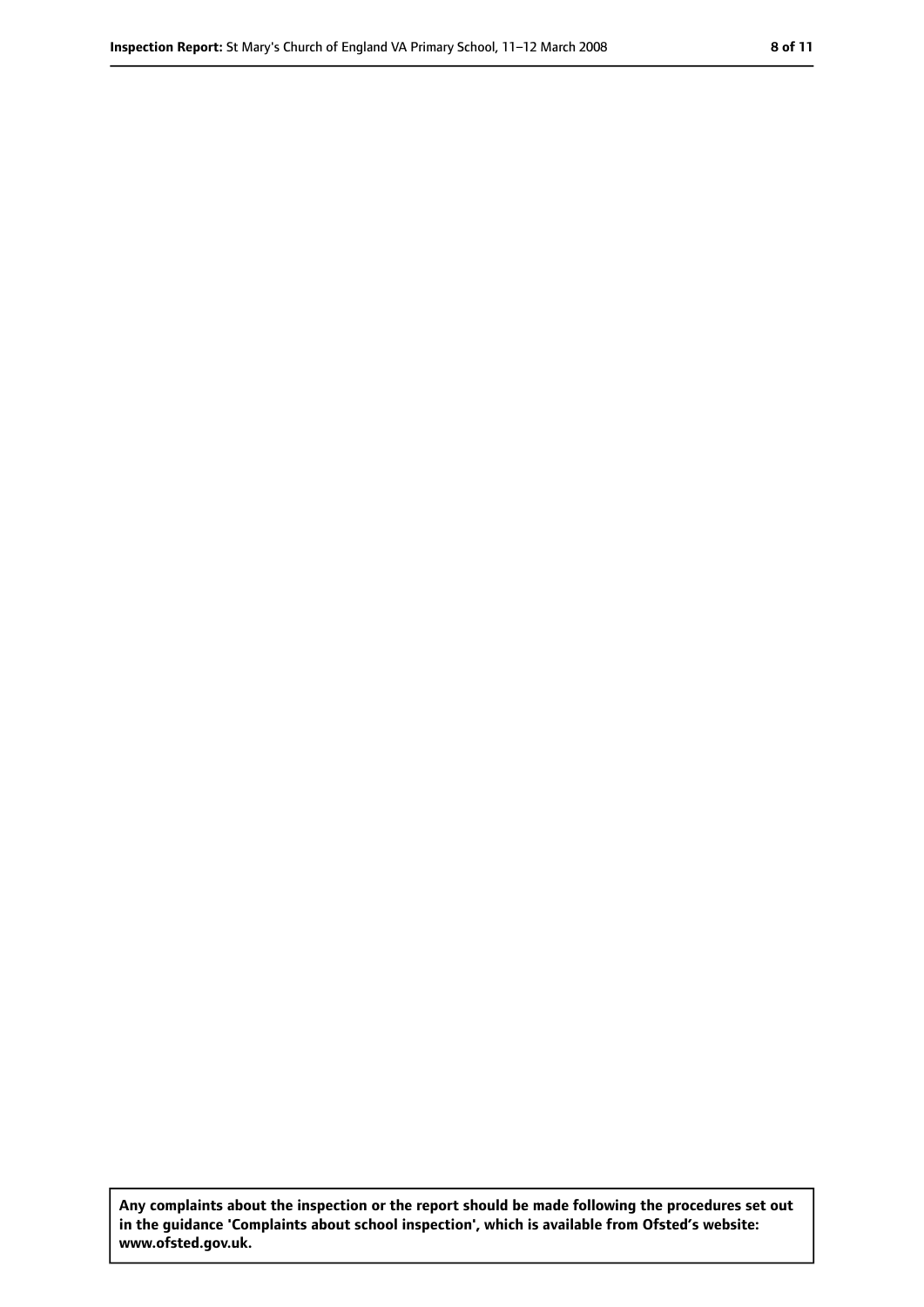**Any complaints about the inspection or the report should be made following the procedures set out in the guidance 'Complaints about school inspection', which is available from Ofsted's website: www.ofsted.gov.uk.**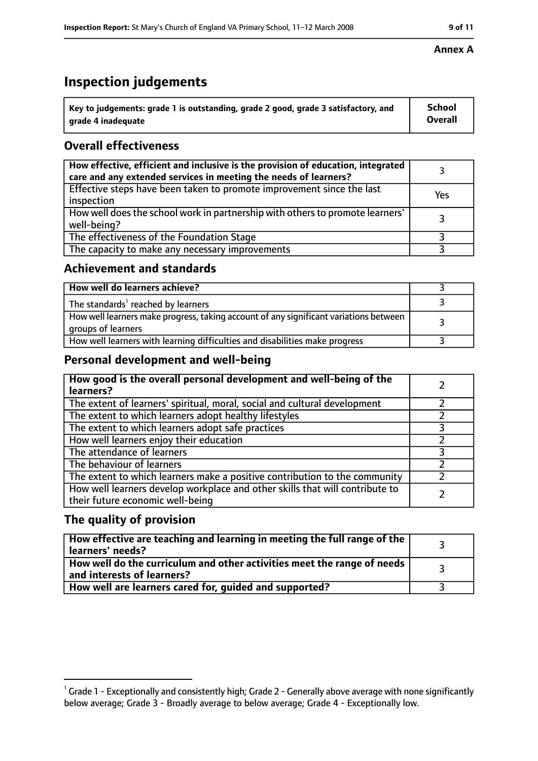**Annex A**

# Inspection judgements

| Key to judgements: grade 1 is outstanding, grade 2 good, grade 3 satisfactory, and grade 4 inadequate | School Overall |
|---|---|

## Overall effectiveness

| | |
|---|---|
| How effective, efficient and inclusive is the provision of education, integrated care and any extended services in meeting the needs of learners? | 3 |
| Effective steps have been taken to promote improvement since the last inspection | Yes |
| How well does the school work in partnership with others to promote learners' well-being? | 3 |
| The effectiveness of the Foundation Stage | 3 |
| The capacity to make any necessary improvements | 3 |

## Achievement and standards

| | |
|---|---|
| **How well do learners achieve?** | 3 |
| The standards[1] reached by learners | 3 |
| How well learners make progress, taking account of any significant variations between groups of learners | 3 |
| How well learners with learning difficulties and disabilities make progress | 3 |

## Personal development and well-being

| | |
|---|---|
| **How good is the overall personal development and well-being of the learners?** | 2 |
| The extent of learners' spiritual, moral, social and cultural development | 2 |
| The extent to which learners adopt healthy lifestyles | 2 |
| The extent to which learners adopt safe practices | 3 |
| How well learners enjoy their education | 2 |
| The attendance of learners | 3 |
| The behaviour of learners | 2 |
| The extent to which learners make a positive contribution to the community | 2 |
| How well learners develop workplace and other skills that will contribute to their future economic well-being | 2 |

## The quality of provision

| | |
|---|---|
| **How effective are teaching and learning in meeting the full range of the learners' needs?** | 3 |
| **How well do the curriculum and other activities meet the range of needs and interests of learners?** | 3 |
| **How well are learners cared for, guided and supported?** | 3 |

[1] Grade 1 - Exceptionally and consistently high; Grade 2 - Generally above average with none significantly below average; Grade 3 - Broadly average to below average; Grade 4 - Exceptionally low.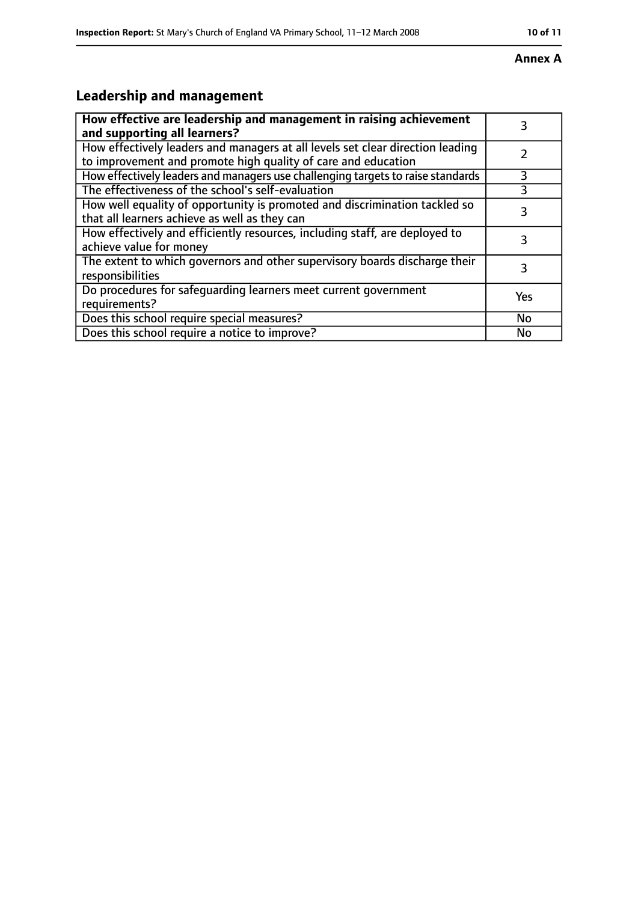**Annex A**

## Leadership and management

| **How effective are leadership and management in raising achievement and supporting all learners?** | 3 |
|---|---|
| How effectively leaders and managers at all levels set clear direction leading to improvement and promote high quality of care and education | 2 |
| How effectively leaders and managers use challenging targets to raise standards | 3 |
| The effectiveness of the school's self-evaluation | 3 |
| How well equality of opportunity is promoted and discrimination tackled so that all learners achieve as well as they can | 3 |
| How effectively and efficiently resources, including staff, are deployed to achieve value for money | 3 |
| The extent to which governors and other supervisory boards discharge their responsibilities | 3 |
| Do procedures for safeguarding learners meet current government requirements? | Yes |
| Does this school require special measures? | No |
| Does this school require a notice to improve? | No |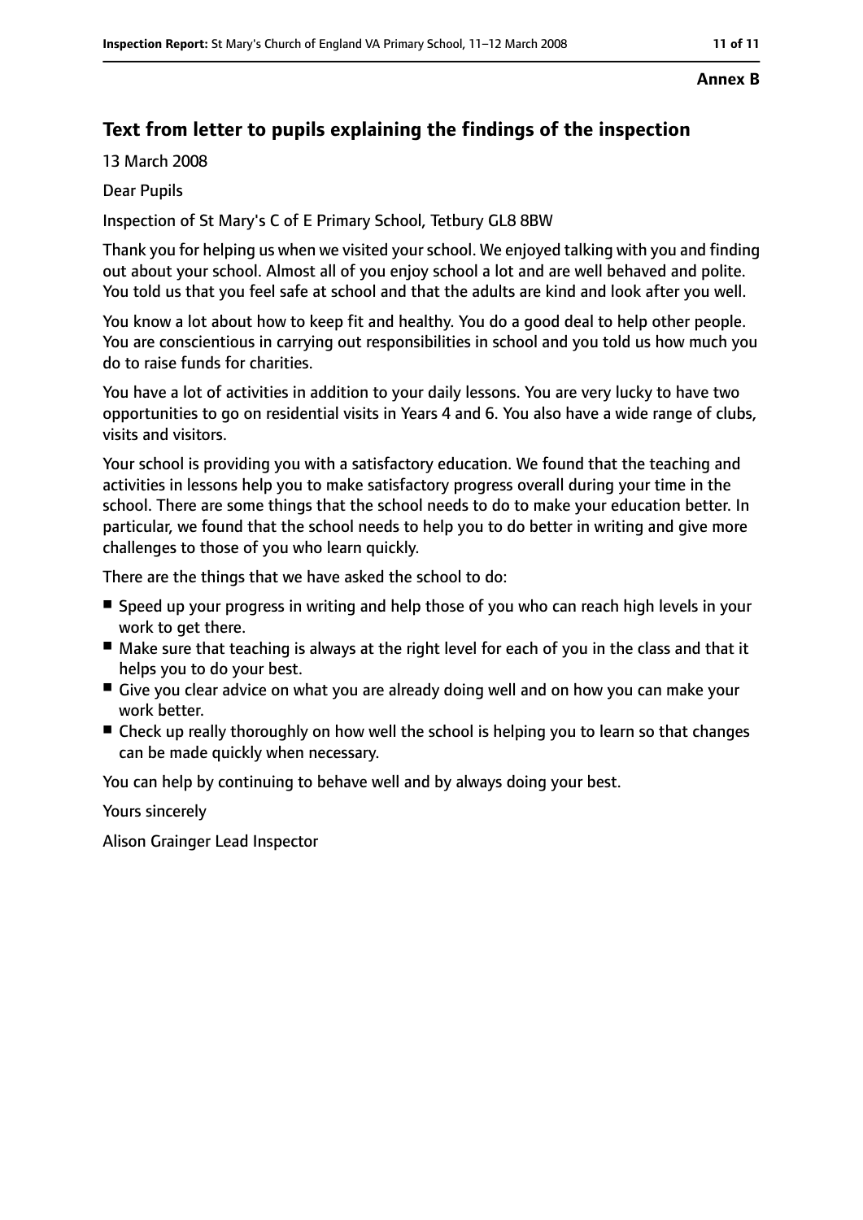**Annex B**

## Text from letter to pupils explaining the findings of the inspection

13 March 2008

Dear Pupils

Inspection of St Mary's C of E Primary School, Tetbury GL8 8BW

Thank you for helping us when we visited your school. We enjoyed talking with you and finding out about your school. Almost all of you enjoy school a lot and are well behaved and polite. You told us that you feel safe at school and that the adults are kind and look after you well.

You know a lot about how to keep fit and healthy. You do a good deal to help other people. You are conscientious in carrying out responsibilities in school and you told us how much you do to raise funds for charities.

You have a lot of activities in addition to your daily lessons. You are very lucky to have two opportunities to go on residential visits in Years 4 and 6. You also have a wide range of clubs, visits and visitors.

Your school is providing you with a satisfactory education. We found that the teaching and activities in lessons help you to make satisfactory progress overall during your time in the school. There are some things that the school needs to do to make your education better. In particular, we found that the school needs to help you to do better in writing and give more challenges to those of you who learn quickly.

There are the things that we have asked the school to do:

- Speed up your progress in writing and help those of you who can reach high levels in your work to get there.
- Make sure that teaching is always at the right level for each of you in the class and that it helps you to do your best.
- Give you clear advice on what you are already doing well and on how you can make your work better.
- Check up really thoroughly on how well the school is helping you to learn so that changes can be made quickly when necessary.

You can help by continuing to behave well and by always doing your best.

Yours sincerely

Alison Grainger Lead Inspector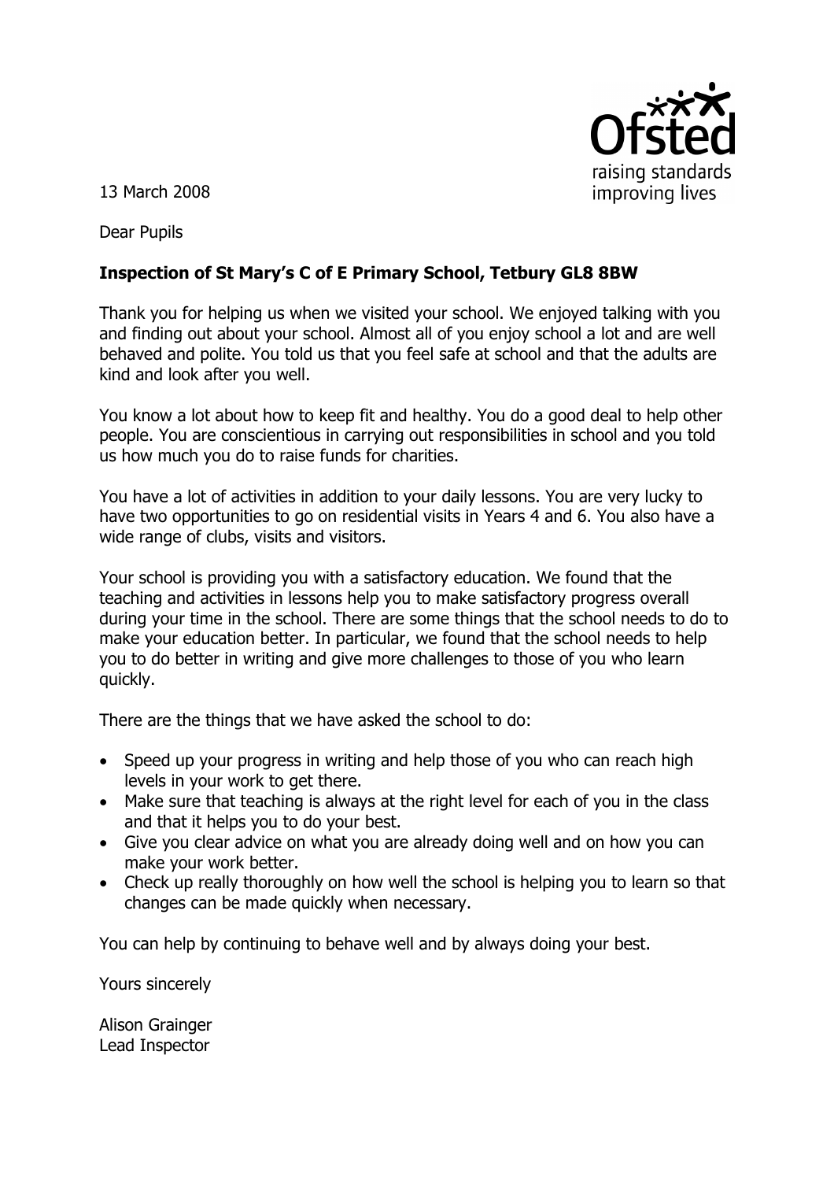13 March 2008

Dear Pupils

**Inspection of St Mary's C of E Primary School, Tetbury GL8 8BW**

Thank you for helping us when we visited your school. We enjoyed talking with you and finding out about your school. Almost all of you enjoy school a lot and are well behaved and polite. You told us that you feel safe at school and that the adults are kind and look after you well.

You know a lot about how to keep fit and healthy. You do a good deal to help other people. You are conscientious in carrying out responsibilities in school and you told us how much you do to raise funds for charities.

You have a lot of activities in addition to your daily lessons. You are very lucky to have two opportunities to go on residential visits in Years 4 and 6. You also have a wide range of clubs, visits and visitors.

Your school is providing you with a satisfactory education. We found that the teaching and activities in lessons help you to make satisfactory progress overall during your time in the school. There are some things that the school needs to do to make your education better. In particular, we found that the school needs to help you to do better in writing and give more challenges to those of you who learn quickly.

There are the things that we have asked the school to do:

- Speed up your progress in writing and help those of you who can reach high levels in your work to get there.
- Make sure that teaching is always at the right level for each of you in the class and that it helps you to do your best.
- Give you clear advice on what you are already doing well and on how you can make your work better.
- Check up really thoroughly on how well the school is helping you to learn so that changes can be made quickly when necessary.

You can help by continuing to behave well and by always doing your best.

Yours sincerely

Alison Grainger
Lead Inspector